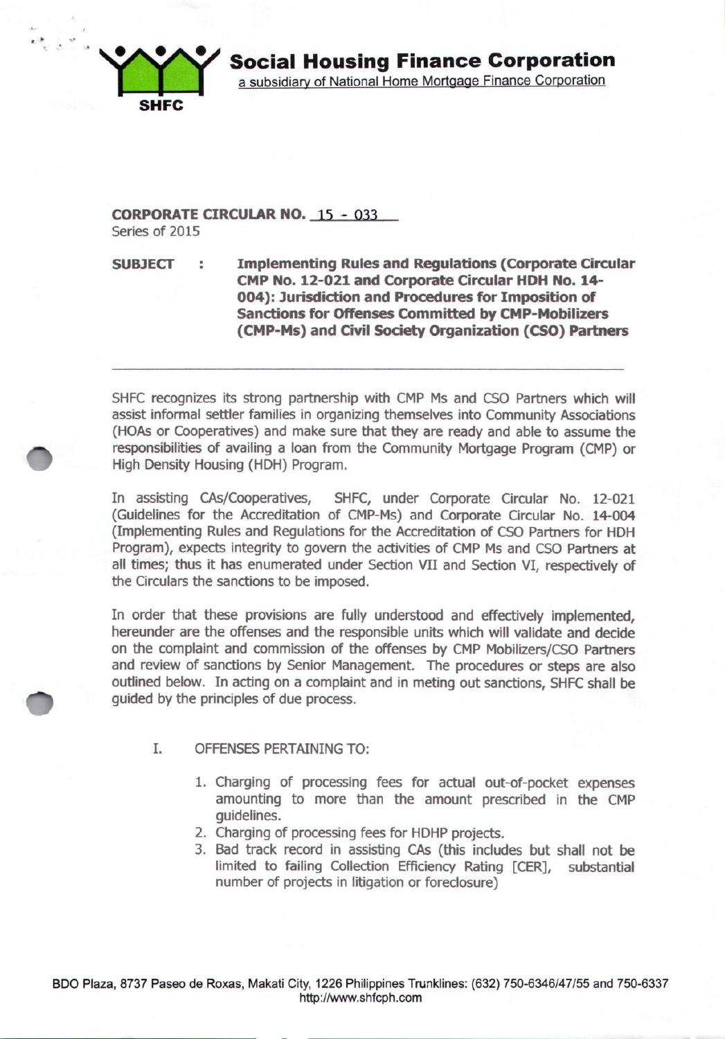**Social Housing Finance Corporation**
a subsidiary of National Home Mortgage Finance Corporation

SHFC

**CORPORATE CIRCULAR NO. 15 - 033**
Series of 2015

**SUBJECT : Implementing Rules and Regulations (Corporate Circular CMP No. 12-021 and Corporate Circular HDH No. 14-004): Jurisdiction and Procedures for Imposition of Sanctions for Offenses Committed by CMP-Mobilizers (CMP-Ms) and Civil Society Organization (CSO) Partners**

---

SHFC recognizes its strong partnership with CMP Ms and CSO Partners which will assist informal settler families in organizing themselves into Community Associations (HOAs or Cooperatives) and make sure that they are ready and able to assume the responsibilities of availing a loan from the Community Mortgage Program (CMP) or High Density Housing (HDH) Program.

In assisting CAs/Cooperatives, SHFC, under Corporate Circular No. 12-021 (Guidelines for the Accreditation of CMP-Ms) and Corporate Circular No. 14-004 (Implementing Rules and Regulations for the Accreditation of CSO Partners for HDH Program), expects integrity to govern the activities of CMP Ms and CSO Partners at all times; thus it has enumerated under Section VII and Section VI, respectively of the Circulars the sanctions to be imposed.

In order that these provisions are fully understood and effectively implemented, hereunder are the offenses and the responsible units which will validate and decide on the complaint and commission of the offenses by CMP Mobilizers/CSO Partners and review of sanctions by Senior Management. The procedures or steps are also outlined below. In acting on a complaint and in meting out sanctions, SHFC shall be guided by the principles of due process.

I. OFFENSES PERTAINING TO:

1. Charging of processing fees for actual out-of-pocket expenses amounting to more than the amount prescribed in the CMP guidelines.
2. Charging of processing fees for HDHP projects.
3. Bad track record in assisting CAs (this includes but shall not be limited to failing Collection Efficiency Rating [CER], substantial number of projects in litigation or foreclosure)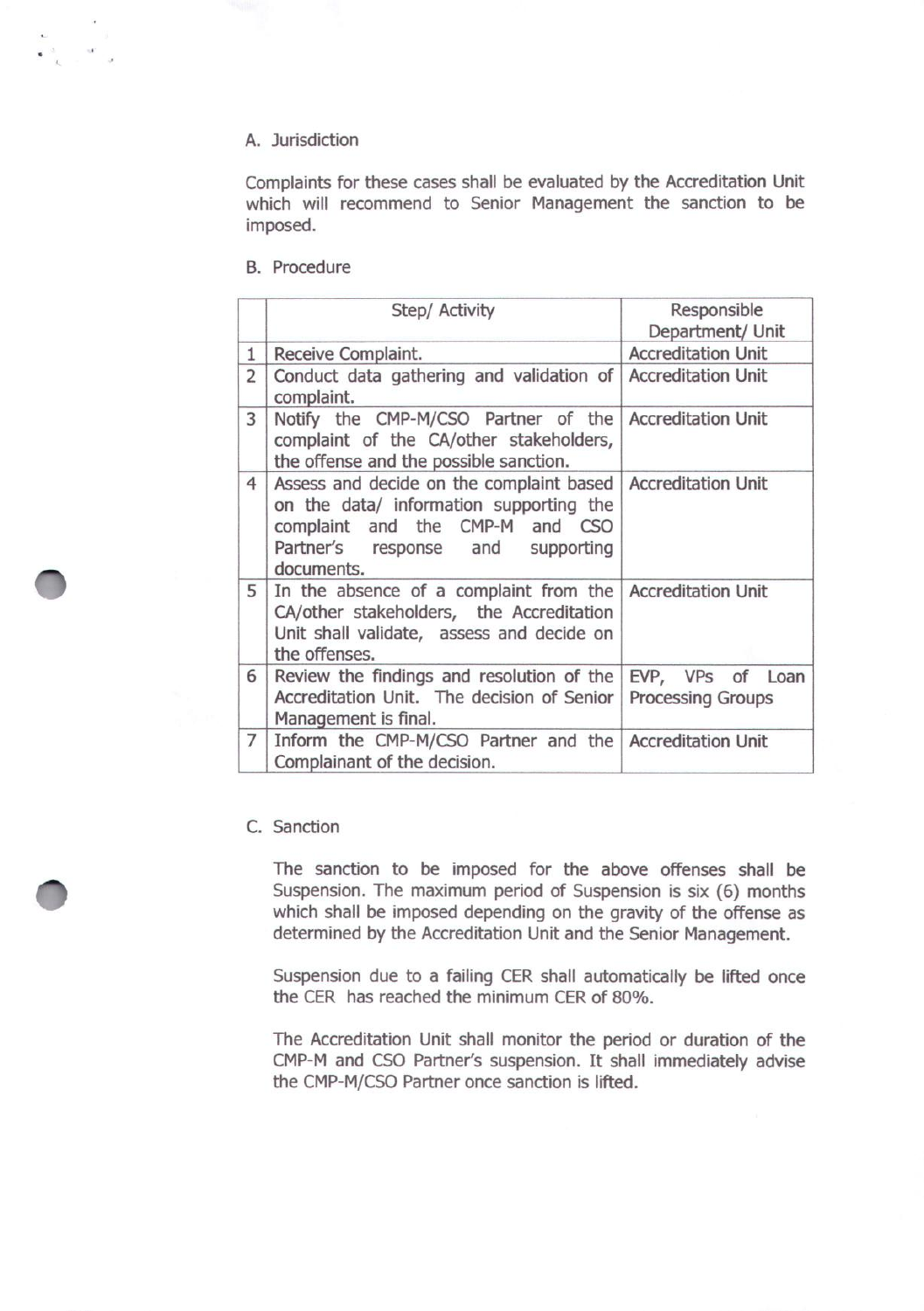A. Jurisdiction

Complaints for these cases shall be evaluated by the Accreditation Unit which will recommend to Senior Management the sanction to be imposed.

B. Procedure

| | Step/ Activity | Responsible Department/ Unit |
|---|---|---|
| 1 | Receive Complaint. | Accreditation Unit |
| 2 | Conduct data gathering and validation of complaint. | Accreditation Unit |
| 3 | Notify the CMP-M/CSO Partner of the complaint of the CA/other stakeholders, the offense and the possible sanction. | Accreditation Unit |
| 4 | Assess and decide on the complaint based on the data/ information supporting the complaint and the CMP-M and CSO Partner's response and supporting documents. | Accreditation Unit |
| 5 | In the absence of a complaint from the CA/other stakeholders, the Accreditation Unit shall validate, assess and decide on the offenses. | Accreditation Unit |
| 6 | Review the findings and resolution of the Accreditation Unit. The decision of Senior Management is final. | EVP, VPs of Loan Processing Groups |
| 7 | Inform the CMP-M/CSO Partner and the Complainant of the decision. | Accreditation Unit |

C. Sanction

The sanction to be imposed for the above offenses shall be Suspension. The maximum period of Suspension is six (6) months which shall be imposed depending on the gravity of the offense as determined by the Accreditation Unit and the Senior Management.

Suspension due to a failing CER shall automatically be lifted once the CER has reached the minimum CER of 80%.

The Accreditation Unit shall monitor the period or duration of the CMP-M and CSO Partner's suspension. It shall immediately advise the CMP-M/CSO Partner once sanction is lifted.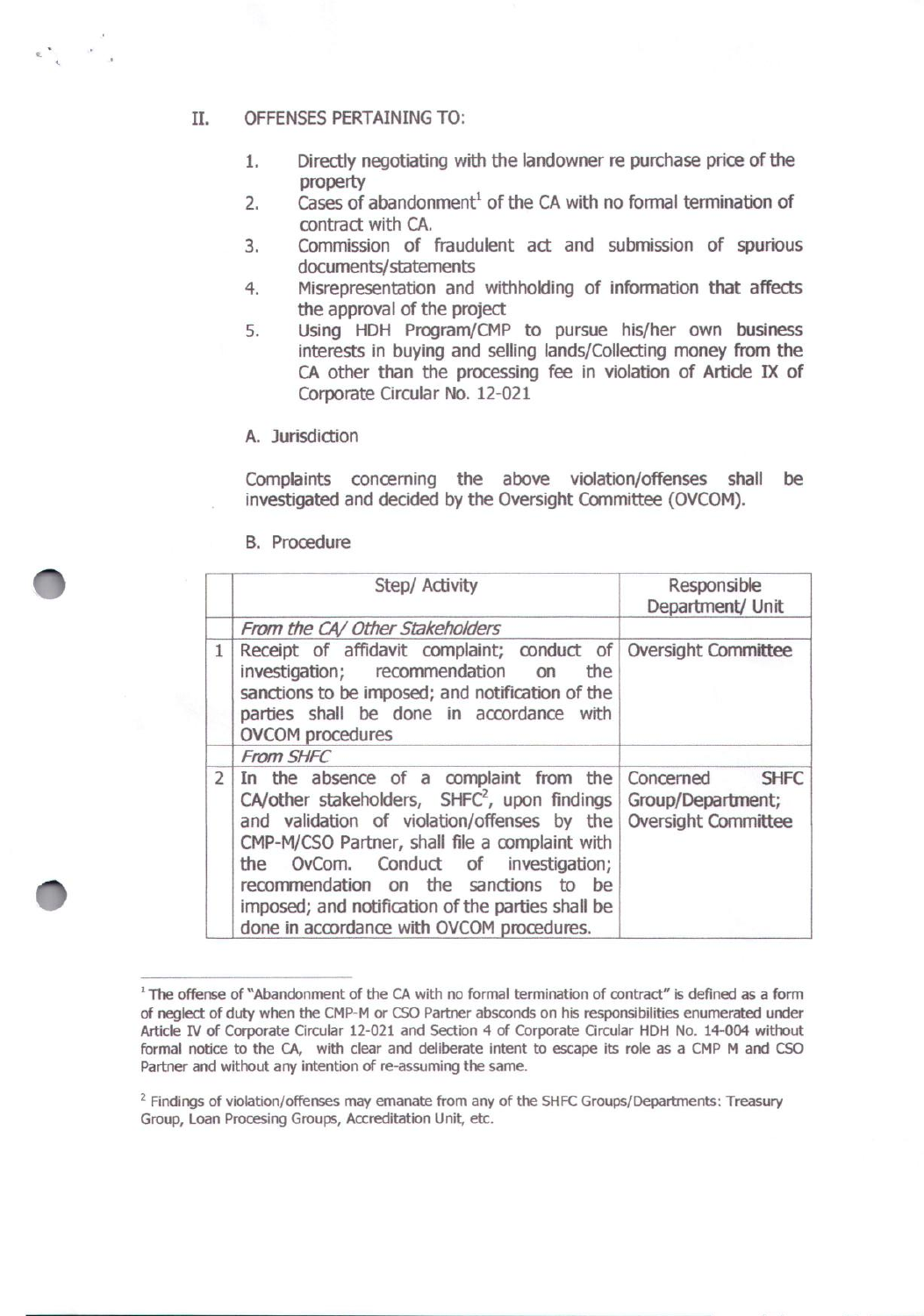## II. OFFENSES PERTAINING TO:

1. Directly negotiating with the landowner re purchase price of the property
2. Cases of abandonment[1] of the CA with no formal termination of contract with CA.
3. Commission of fraudulent act and submission of spurious documents/statements
4. Misrepresentation and withholding of information that affects the approval of the project
5. Using HDH Program/CMP to pursue his/her own business interests in buying and selling lands/Collecting money from the CA other than the processing fee in violation of Article IX of Corporate Circular No. 12-021

### A. Jurisdiction

Complaints concerning the above violation/offenses shall be investigated and decided by the Oversight Committee (OVCOM).

### B. Procedure

| | Step/ Activity | Responsible Department/ Unit |
|---|---|---|
| | *From the CA/ Other Stakeholders* | |
| 1 | Receipt of affidavit complaint; conduct of investigation; recommendation on the sanctions to be imposed; and notification of the parties shall be done in accordance with OVCOM procedures | Oversight Committee |
| | *From SHFC* | |
| 2 | In the absence of a complaint from the CA/other stakeholders, SHFC[2], upon findings and validation of violation/offenses by the CMP-M/CSO Partner, shall file a complaint with the OvCom. Conduct of investigation; recommendation on the sanctions to be imposed; and notification of the parties shall be done in accordance with OVCOM procedures. | Concerned SHFC Group/Department; Oversight Committee |

---

[1] The offense of "Abandonment of the CA with no formal termination of contract" is defined as a form of neglect of duty when the CMP-M or CSO Partner absconds on his responsibilities enumerated under Article IV of Corporate Circular 12-021 and Section 4 of Corporate Circular HDH No. 14-004 without formal notice to the CA, with clear and deliberate intent to escape its role as a CMP M and CSO Partner and without any intention of re-assuming the same.

[2] Findings of violation/offenses may emanate from any of the SHFC Groups/Departments: Treasury Group, Loan Procesing Groups, Accreditation Unit, etc.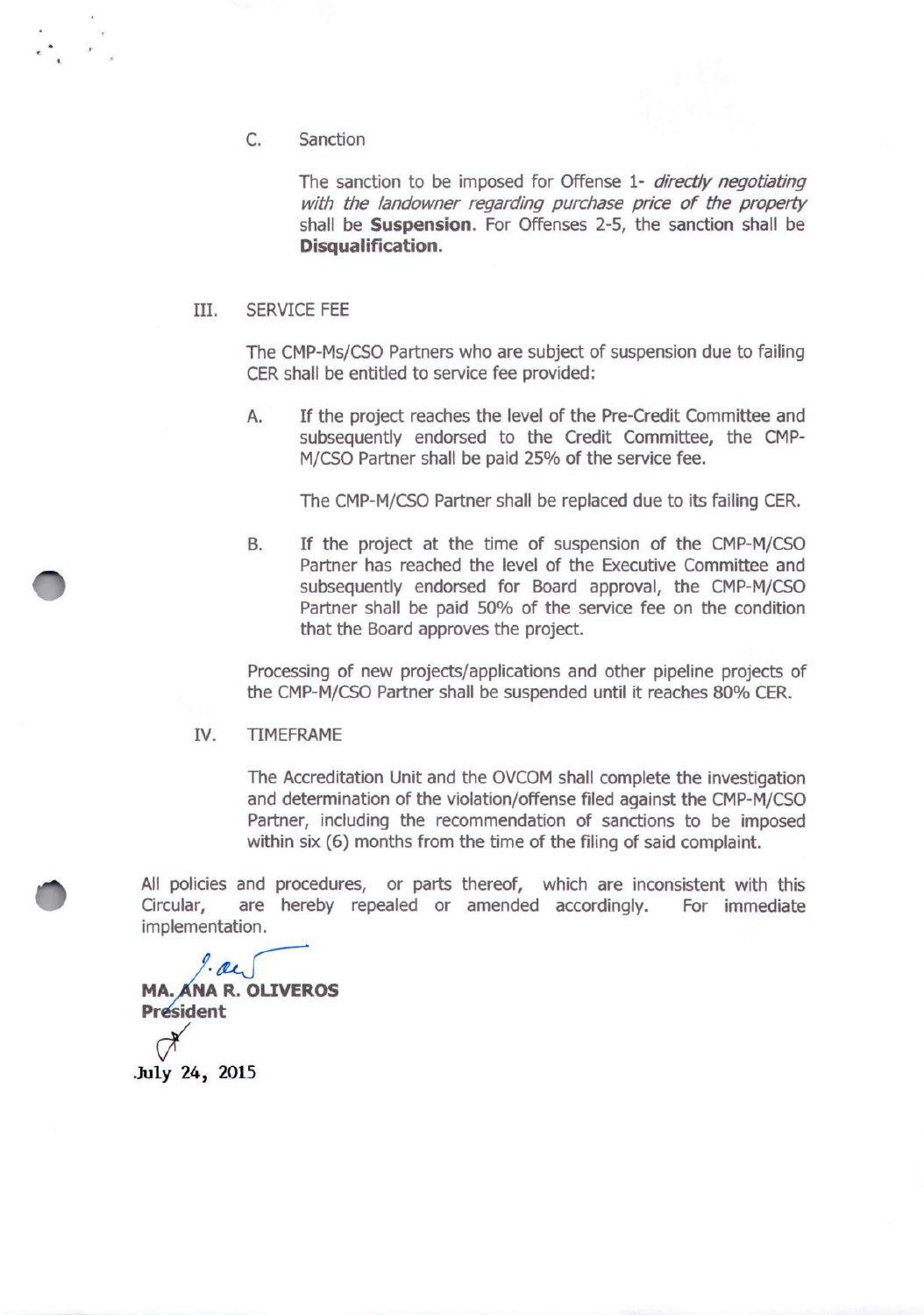C. Sanction

The sanction to be imposed for Offense 1- *directly negotiating with the landowner regarding purchase price of the property* shall be **Suspension**. For Offenses 2-5, the sanction shall be **Disqualification.**

III. SERVICE FEE

The CMP-Ms/CSO Partners who are subject of suspension due to failing CER shall be entitled to service fee provided:

A. If the project reaches the level of the Pre-Credit Committee and subsequently endorsed to the Credit Committee, the CMP-M/CSO Partner shall be paid 25% of the service fee.

   The CMP-M/CSO Partner shall be replaced due to its failing CER.

B. If the project at the time of suspension of the CMP-M/CSO Partner has reached the level of the Executive Committee and subsequently endorsed for Board approval, the CMP-M/CSO Partner shall be paid 50% of the service fee on the condition that the Board approves the project.

Processing of new projects/applications and other pipeline projects of the CMP-M/CSO Partner shall be suspended until it reaches 80% CER.

IV. TIMEFRAME

The Accreditation Unit and the OVCOM shall complete the investigation and determination of the violation/offense filed against the CMP-M/CSO Partner, including the recommendation of sanctions to be imposed within six (6) months from the time of the filing of said complaint.

All policies and procedures, or parts thereof, which are inconsistent with this Circular, are hereby repealed or amended accordingly. For immediate implementation.

**MA. ANA R. OLIVEROS**
**President**

July 24, 2015